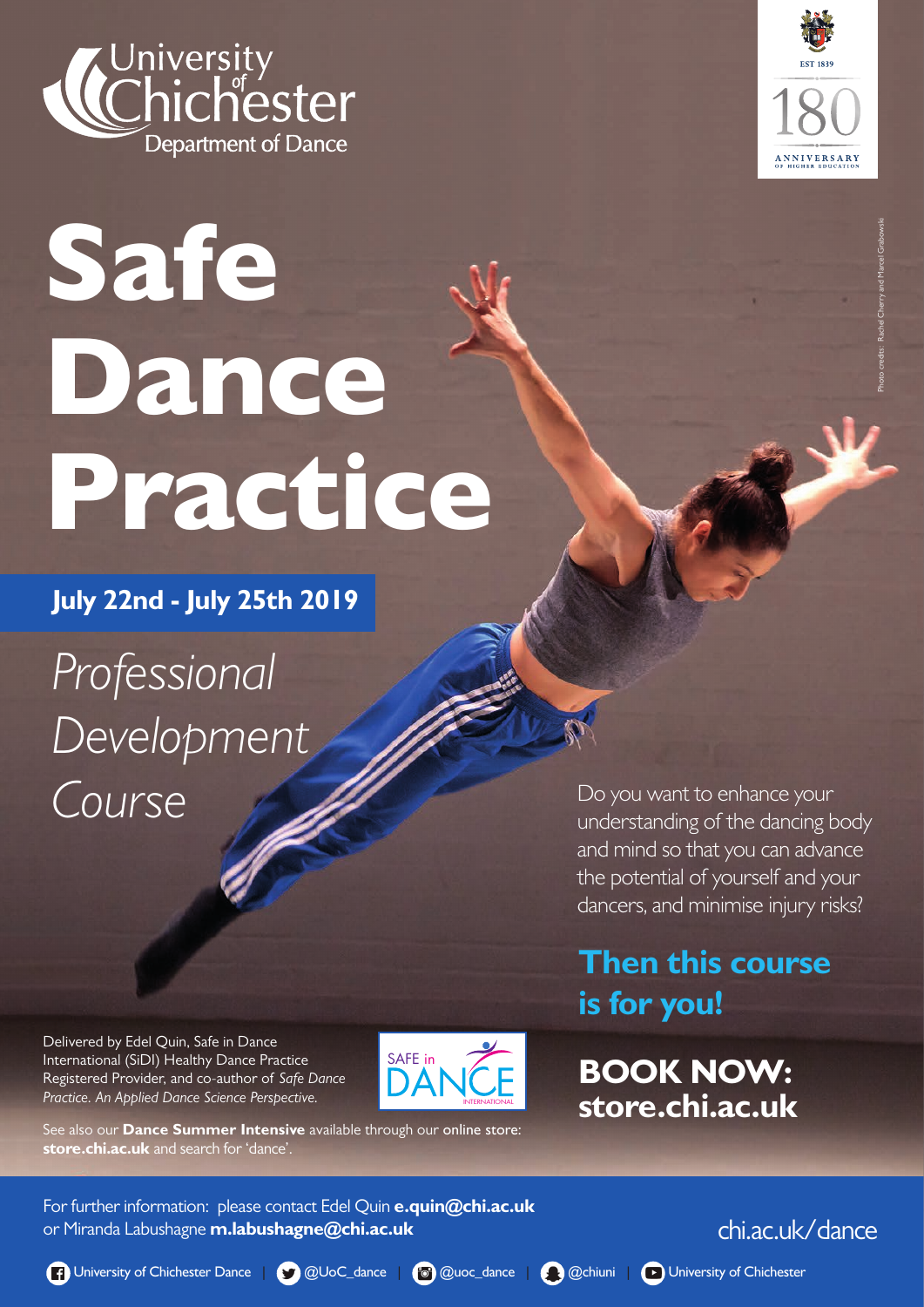University of Chichester
Department of Dance

EST 1839
180
ANNIVERSARY
OF HIGHER EDUCATION

Photo credits: Rachel Cherry and Marcel Grabowski

# Safe Dance Practice

**July 22nd - July 25th 2019**

*Professional Development Course*

Do you want to enhance your understanding of the dancing body and mind so that you can advance the potential of yourself and your dancers, and minimise injury risks?

## Then this course is for you!

Delivered by Edel Quin, Safe in Dance International (SiDI) Healthy Dance Practice Registered Provider, and co-author of *Safe Dance Practice. An Applied Dance Science Perspective.*

SAFE in DANCE INTERNATIONAL

## BOOK NOW: store.chi.ac.uk

See also our **Dance Summer Intensive** available through our online store: **store.chi.ac.uk** and search for 'dance'.

For further information: please contact Edel Quin **e.quin@chi.ac.uk** or Miranda Labushagne **m.labushagne@chi.ac.uk**

chi.ac.uk/dance

University of Chichester Dance | @UoC_dance | @uoc_dance | @chiuni | University of Chichester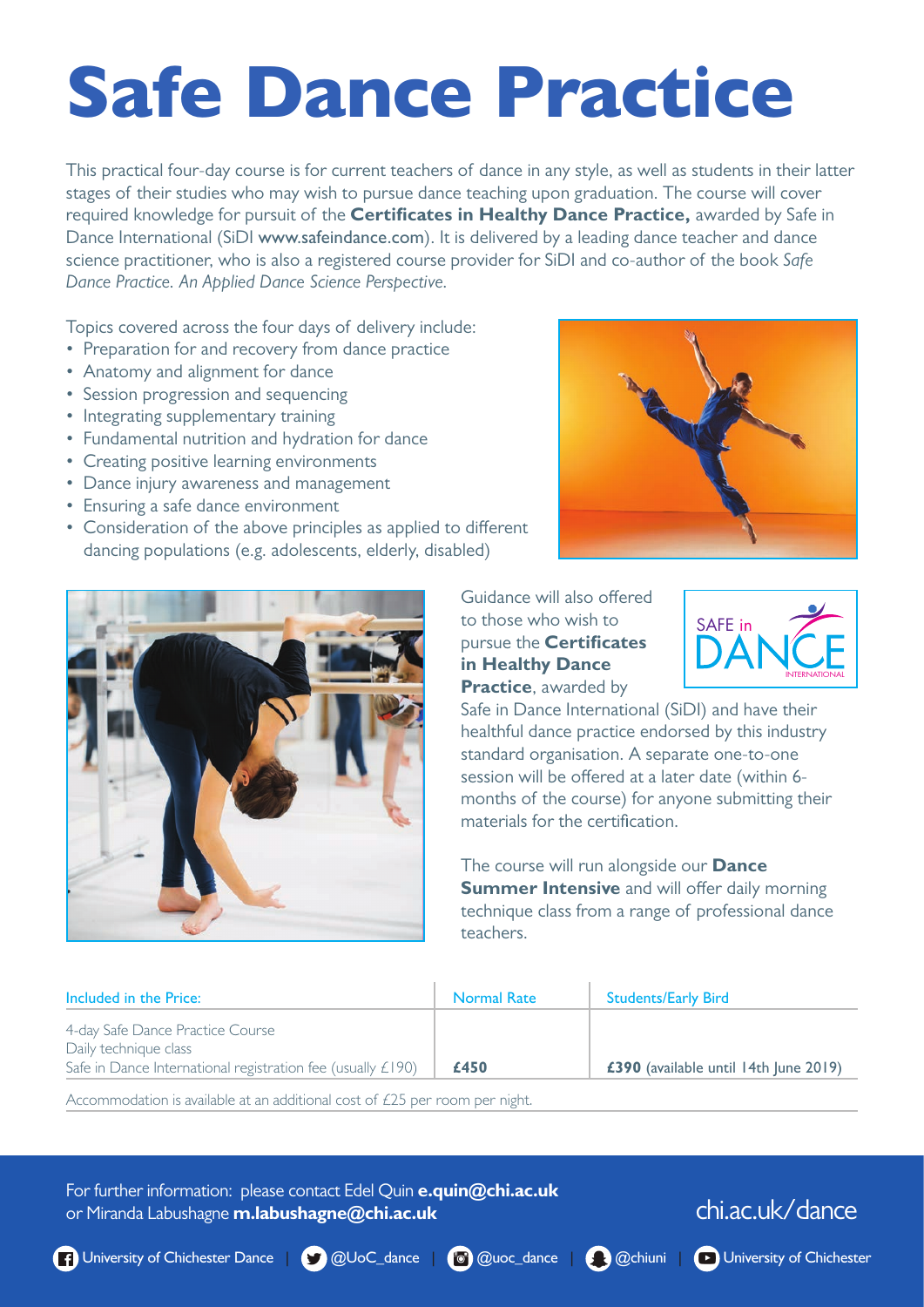# Safe Dance Practice

This practical four-day course is for current teachers of dance in any style, as well as students in their latter stages of their studies who may wish to pursue dance teaching upon graduation. The course will cover required knowledge for pursuit of the **Certificates in Healthy Dance Practice,** awarded by Safe in Dance International (SiDI www.safeindance.com). It is delivered by a leading dance teacher and dance science practitioner, who is also a registered course provider for SiDI and co-author of the book *Safe Dance Practice. An Applied Dance Science Perspective.*

Topics covered across the four days of delivery include:

- Preparation for and recovery from dance practice
- Anatomy and alignment for dance
- Session progression and sequencing
- Integrating supplementary training
- Fundamental nutrition and hydration for dance
- Creating positive learning environments
- Dance injury awareness and management
- Ensuring a safe dance environment
- Consideration of the above principles as applied to different dancing populations (e.g. adolescents, elderly, disabled)

Guidance will also offered to those who wish to pursue the **Certificates in Healthy Dance Practice**, awarded by Safe in Dance International (SiDI) and have their healthful dance practice endorsed by this industry standard organisation. A separate one-to-one session will be offered at a later date (within 6-months of the course) for anyone submitting their materials for the certification.

The course will run alongside our **Dance Summer Intensive** and will offer daily morning technique class from a range of professional dance teachers.

| Included in the Price: | Normal Rate | Students/Early Bird |
|---|---|---|
| 4-day Safe Dance Practice Course<br>Daily technique class<br>Safe in Dance International registration fee (usually £190) | **£450** | **£390** (available until 14th June 2019) |

Accommodation is available at an additional cost of £25 per room per night.

For further information: please contact Edel Quin **e.quin@chi.ac.uk** or Miranda Labushagne **m.labushagne@chi.ac.uk**

chi.ac.uk/dance

University of Chichester Dance | @UoC_dance | @uoc_dance | @chiuni | University of Chichester